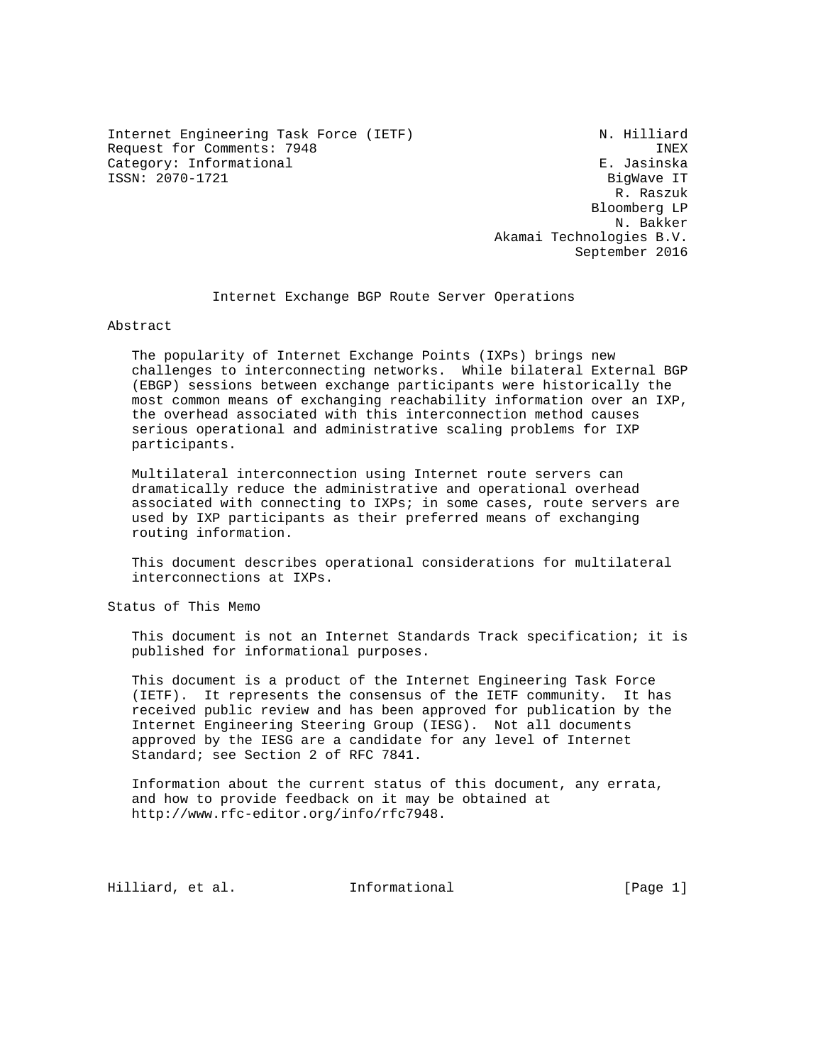Internet Engineering Task Force (IETF) N. Hilliard
Request for Comments: 7948 INEX
Category: Informational E. Jasinska
ISSN: 2070-1721 BigWave IT
R. Raszuk
Bloomberg LP
N. Bakker
Akamai Technologies B.V.
September 2016

# Internet Exchange BGP Route Server Operations

## Abstract

The popularity of Internet Exchange Points (IXPs) brings new challenges to interconnecting networks. While bilateral External BGP (EBGP) sessions between exchange participants were historically the most common means of exchanging reachability information over an IXP, the overhead associated with this interconnection method causes serious operational and administrative scaling problems for IXP participants.

Multilateral interconnection using Internet route servers can dramatically reduce the administrative and operational overhead associated with connecting to IXPs; in some cases, route servers are used by IXP participants as their preferred means of exchanging routing information.

This document describes operational considerations for multilateral interconnections at IXPs.

## Status of This Memo

This document is not an Internet Standards Track specification; it is published for informational purposes.

This document is a product of the Internet Engineering Task Force (IETF). It represents the consensus of the IETF community. It has received public review and has been approved for publication by the Internet Engineering Steering Group (IESG). Not all documents approved by the IESG are a candidate for any level of Internet Standard; see Section 2 of RFC 7841.

Information about the current status of this document, any errata, and how to provide feedback on it may be obtained at http://www.rfc-editor.org/info/rfc7948.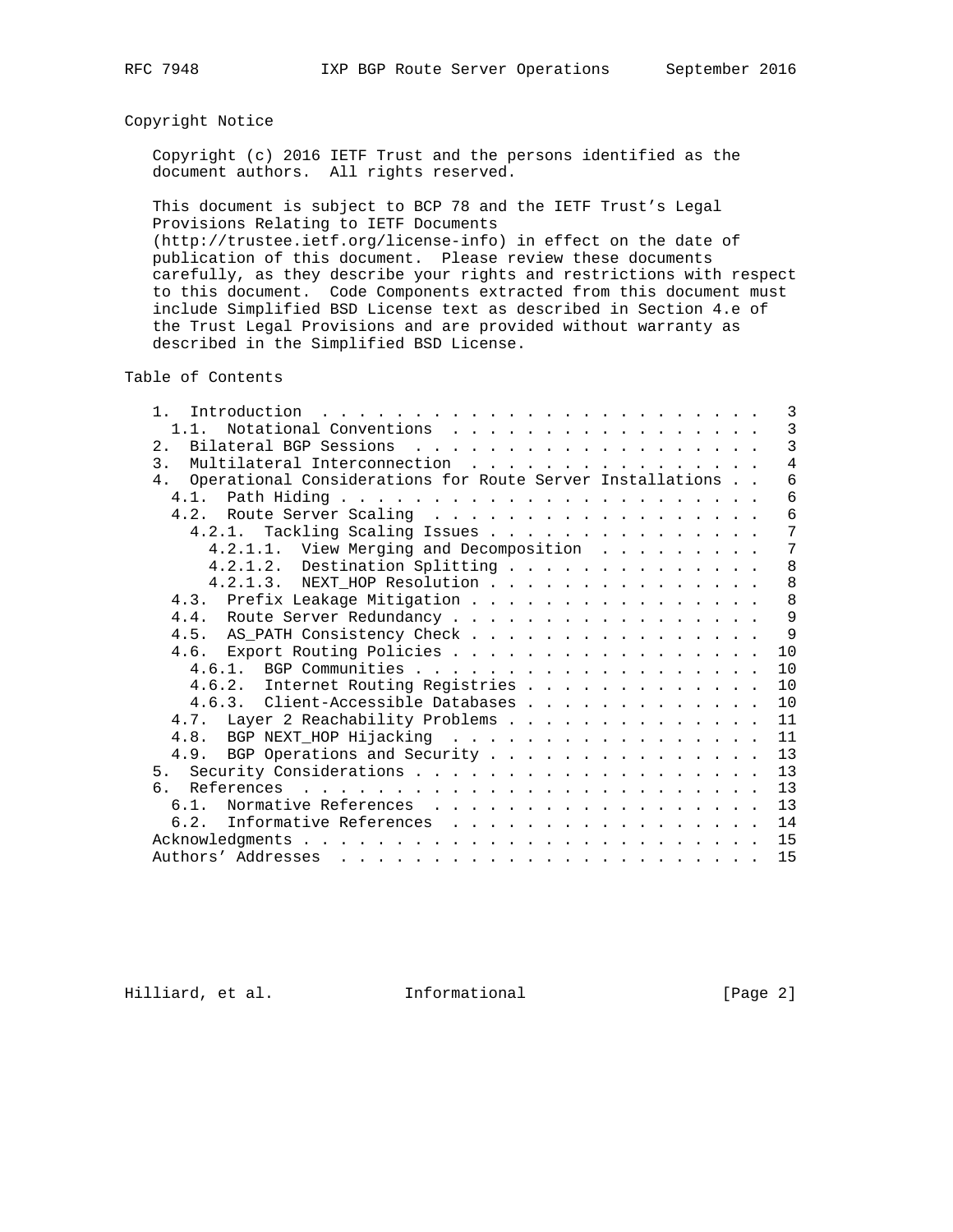## Copyright Notice

Copyright (c) 2016 IETF Trust and the persons identified as the document authors. All rights reserved.

This document is subject to BCP 78 and the IETF Trust's Legal Provisions Relating to IETF Documents (http://trustee.ietf.org/license-info) in effect on the date of publication of this document. Please review these documents carefully, as they describe your rights and restrictions with respect to this document. Code Components extracted from this document must include Simplified BSD License text as described in Section 4.e of the Trust Legal Provisions and are provided without warranty as described in the Simplified BSD License.

## Table of Contents

```
   1.  Introduction . . . . . . . . . . . . . . . . . . . . . . . .   3
     1.1.  Notational Conventions . . . . . . . . . . . . . . . . .   3
   2.  Bilateral BGP Sessions . . . . . . . . . . . . . . . . . . .   3
   3.  Multilateral Interconnection . . . . . . . . . . . . . . . .   4
   4.  Operational Considerations for Route Server Installations . .   6
     4.1.  Path Hiding . . . . . . . . . . . . . . . . . . . . . . .   6
     4.2.  Route Server Scaling . . . . . . . . . . . . . . . . . .   6
       4.2.1.  Tackling Scaling Issues . . . . . . . . . . . . . . .   7
         4.2.1.1.  View Merging and Decomposition . . . . . . . . .   7
         4.2.1.2.  Destination Splitting . . . . . . . . . . . . . .   8
         4.2.1.3.  NEXT_HOP Resolution . . . . . . . . . . . . . . .   8
     4.3.  Prefix Leakage Mitigation . . . . . . . . . . . . . . . .   8
     4.4.  Route Server Redundancy . . . . . . . . . . . . . . . . .   9
     4.5.  AS_PATH Consistency Check . . . . . . . . . . . . . . . .   9
     4.6.  Export Routing Policies . . . . . . . . . . . . . . . . .  10
       4.6.1.  BGP Communities . . . . . . . . . . . . . . . . . . .  10
       4.6.2.  Internet Routing Registries . . . . . . . . . . . . .  10
       4.6.3.  Client-Accessible Databases . . . . . . . . . . . . .  10
     4.7.  Layer 2 Reachability Problems . . . . . . . . . . . . . .  11
     4.8.  BGP NEXT_HOP Hijacking . . . . . . . . . . . . . . . . .  11
     4.9.  BGP Operations and Security . . . . . . . . . . . . . . .  13
   5.  Security Considerations . . . . . . . . . . . . . . . . . . .  13
   6.  References . . . . . . . . . . . . . . . . . . . . . . . . .  13
     6.1.  Normative References . . . . . . . . . . . . . . . . . .  13
     6.2.  Informative References . . . . . . . . . . . . . . . . .  14
   Acknowledgments . . . . . . . . . . . . . . . . . . . . . . . . .  15
   Authors' Addresses . . . . . . . . . . . . . . . . . . . . . . .  15
```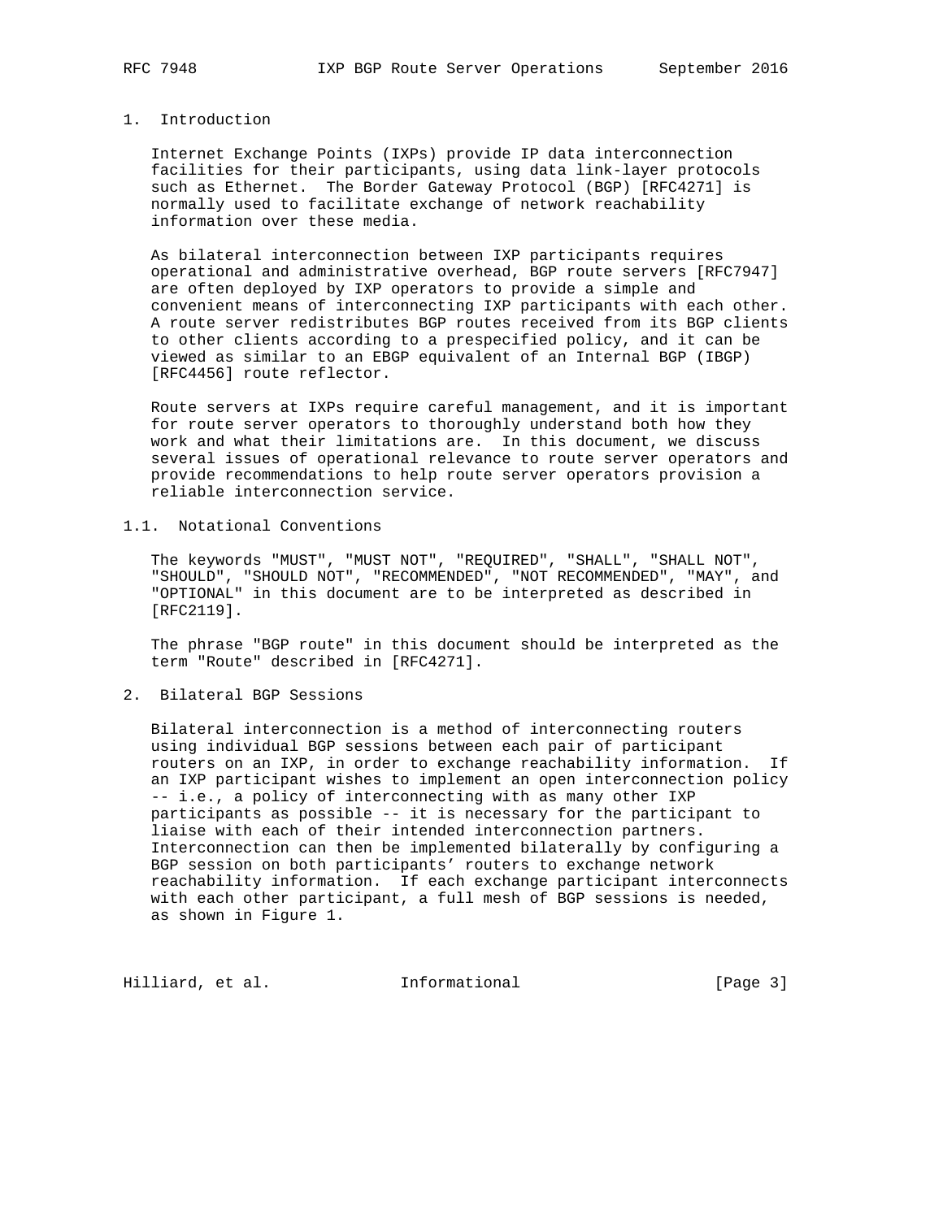# 1. Introduction

Internet Exchange Points (IXPs) provide IP data interconnection facilities for their participants, using data link-layer protocols such as Ethernet. The Border Gateway Protocol (BGP) [RFC4271] is normally used to facilitate exchange of network reachability information over these media.

As bilateral interconnection between IXP participants requires operational and administrative overhead, BGP route servers [RFC7947] are often deployed by IXP operators to provide a simple and convenient means of interconnecting IXP participants with each other. A route server redistributes BGP routes received from its BGP clients to other clients according to a prespecified policy, and it can be viewed as similar to an EBGP equivalent of an Internal BGP (IBGP) [RFC4456] route reflector.

Route servers at IXPs require careful management, and it is important for route server operators to thoroughly understand both how they work and what their limitations are. In this document, we discuss several issues of operational relevance to route server operators and provide recommendations to help route server operators provision a reliable interconnection service.

## 1.1. Notational Conventions

The keywords "MUST", "MUST NOT", "REQUIRED", "SHALL", "SHALL NOT", "SHOULD", "SHOULD NOT", "RECOMMENDED", "NOT RECOMMENDED", "MAY", and "OPTIONAL" in this document are to be interpreted as described in [RFC2119].

The phrase "BGP route" in this document should be interpreted as the term "Route" described in [RFC4271].

# 2. Bilateral BGP Sessions

Bilateral interconnection is a method of interconnecting routers using individual BGP sessions between each pair of participant routers on an IXP, in order to exchange reachability information. If an IXP participant wishes to implement an open interconnection policy -- i.e., a policy of interconnecting with as many other IXP participants as possible -- it is necessary for the participant to liaise with each of their intended interconnection partners. Interconnection can then be implemented bilaterally by configuring a BGP session on both participants' routers to exchange network reachability information. If each exchange participant interconnects with each other participant, a full mesh of BGP sessions is needed, as shown in Figure 1.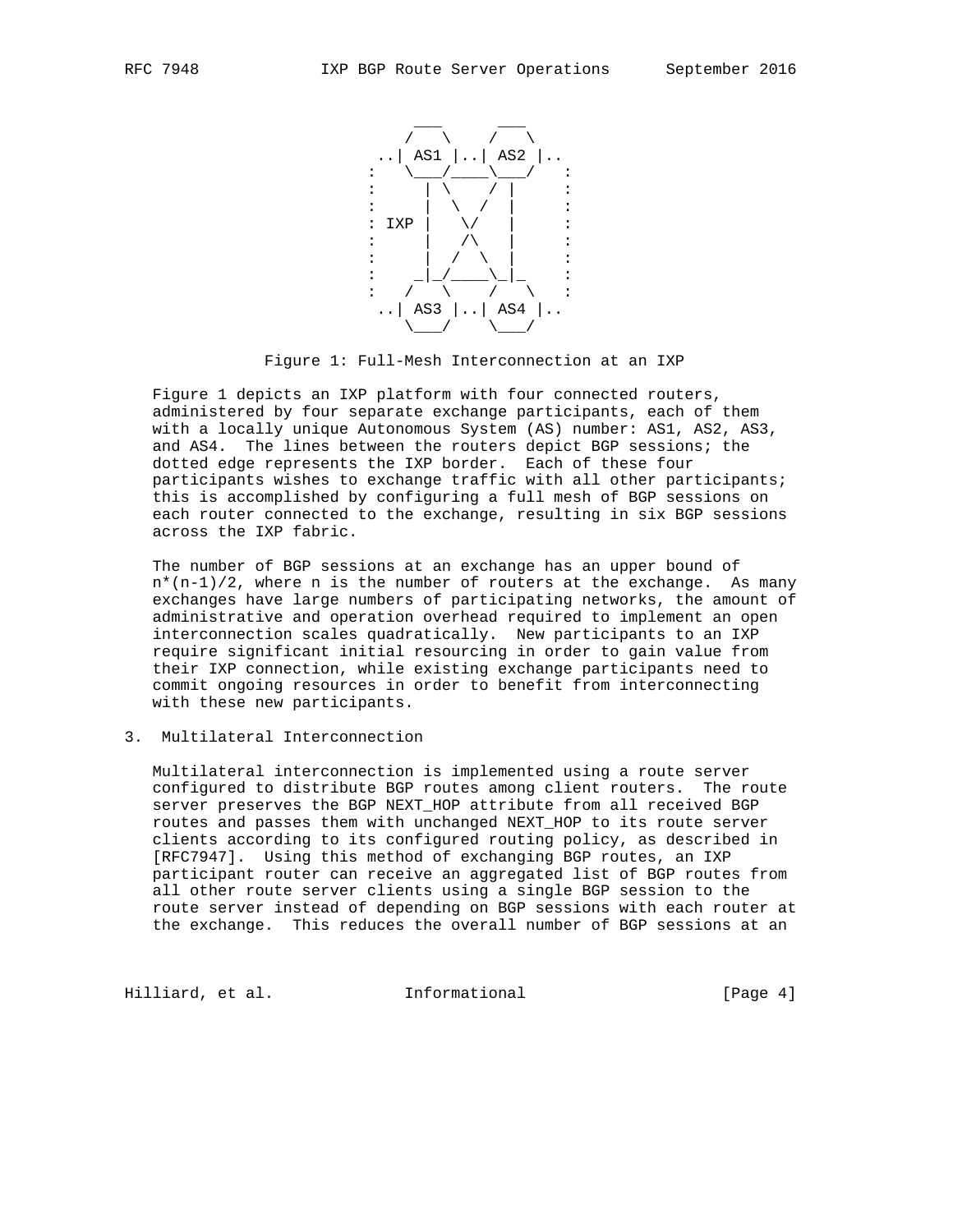```
            ___        ___
           /   \      /   \
        ..| AS1 |..| AS2 |..
       :   \___/____\___/   :
       :     | \    / |     :
       :     |  \  /  |     :
       : IXP |   \/   |     :
       :     |   /\   |     :
       :     |  /  \  |     :
       :    _|_/____\_|_    :
       :   /   \    /   \   :
        ..| AS3 |..| AS4 |..
           \___/    \___/
```

Figure 1: Full-Mesh Interconnection at an IXP

Figure 1 depicts an IXP platform with four connected routers, administered by four separate exchange participants, each of them with a locally unique Autonomous System (AS) number: AS1, AS2, AS3, and AS4. The lines between the routers depict BGP sessions; the dotted edge represents the IXP border. Each of these four participants wishes to exchange traffic with all other participants; this is accomplished by configuring a full mesh of BGP sessions on each router connected to the exchange, resulting in six BGP sessions across the IXP fabric.

The number of BGP sessions at an exchange has an upper bound of $n*(n-1)/2$, where n is the number of routers at the exchange. As many exchanges have large numbers of participating networks, the amount of administrative and operation overhead required to implement an open interconnection scales quadratically. New participants to an IXP require significant initial resourcing in order to gain value from their IXP connection, while existing exchange participants need to commit ongoing resources in order to benefit from interconnecting with these new participants.

## 3. Multilateral Interconnection

Multilateral interconnection is implemented using a route server configured to distribute BGP routes among client routers. The route server preserves the BGP NEXT_HOP attribute from all received BGP routes and passes them with unchanged NEXT_HOP to its route server clients according to its configured routing policy, as described in [RFC7947]. Using this method of exchanging BGP routes, an IXP participant router can receive an aggregated list of BGP routes from all other route server clients using a single BGP session to the route server instead of depending on BGP sessions with each router at the exchange. This reduces the overall number of BGP sessions at an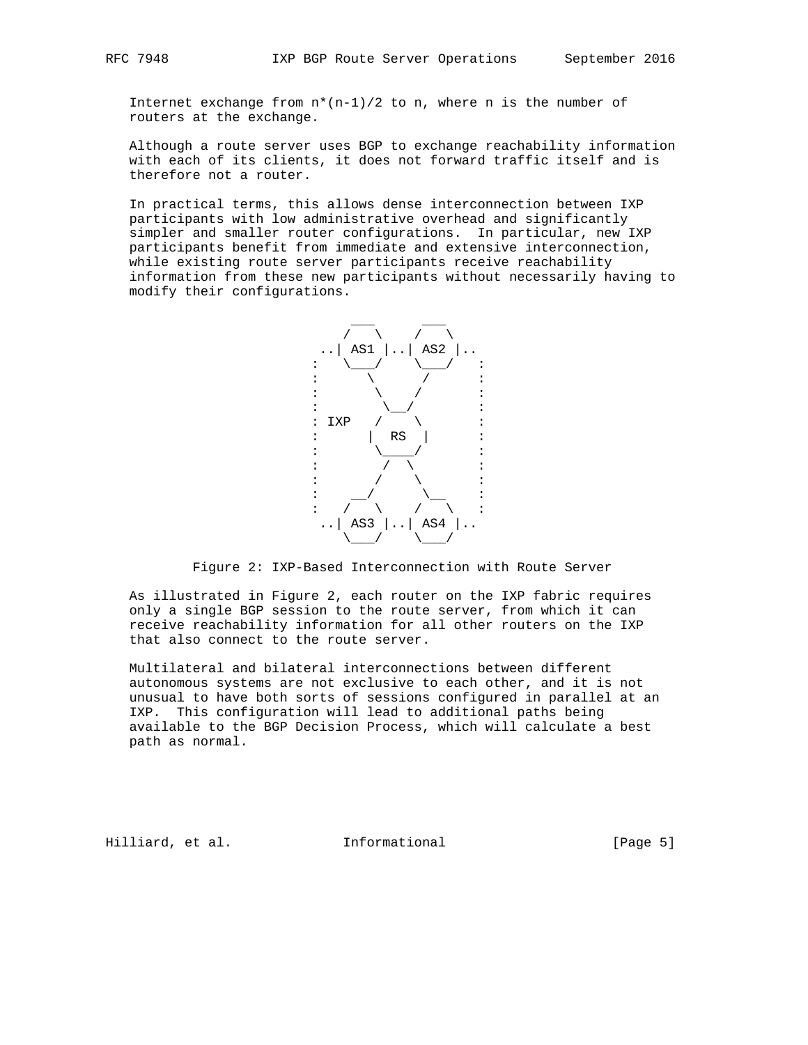Internet exchange from n*(n-1)/2 to n, where n is the number of routers at the exchange.

Although a route server uses BGP to exchange reachability information with each of its clients, it does not forward traffic itself and is therefore not a router.

In practical terms, this allows dense interconnection between IXP participants with low administrative overhead and significantly simpler and smaller router configurations. In particular, new IXP participants benefit from immediate and extensive interconnection, while existing route server participants receive reachability information from these new participants without necessarily having to modify their configurations.

```
           ___      ___
          /   \    /   \
       ..| AS1 |..| AS2 |..
      :   \___/    \___/   :
      :       \     /      :
      :        \   /       :
      :         \__/       :
      : IXP   /    \       :
      :      |  RS  |      :
      :       \____/       :
      :        /  \        :
      :       /    \       :
      :    __/      \__    :
      :   /   \    /   \   :
       ..| AS3 |..| AS4 |..
          \___/    \___/
```

Figure 2: IXP-Based Interconnection with Route Server

As illustrated in Figure 2, each router on the IXP fabric requires only a single BGP session to the route server, from which it can receive reachability information for all other routers on the IXP that also connect to the route server.

Multilateral and bilateral interconnections between different autonomous systems are not exclusive to each other, and it is not unusual to have both sorts of sessions configured in parallel at an IXP. This configuration will lead to additional paths being available to the BGP Decision Process, which will calculate a best path as normal.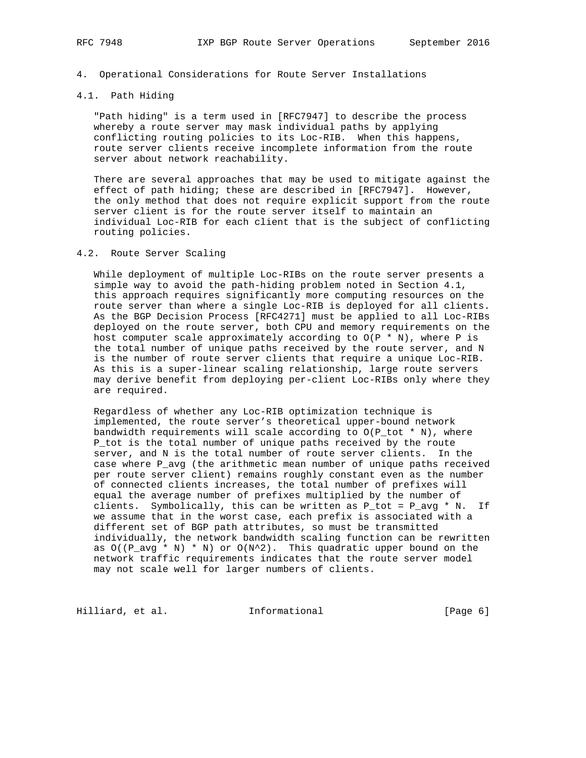## 4. Operational Considerations for Route Server Installations

### 4.1. Path Hiding

"Path hiding" is a term used in [RFC7947] to describe the process whereby a route server may mask individual paths by applying conflicting routing policies to its Loc-RIB. When this happens, route server clients receive incomplete information from the route server about network reachability.

There are several approaches that may be used to mitigate against the effect of path hiding; these are described in [RFC7947]. However, the only method that does not require explicit support from the route server client is for the route server itself to maintain an individual Loc-RIB for each client that is the subject of conflicting routing policies.

### 4.2. Route Server Scaling

While deployment of multiple Loc-RIBs on the route server presents a simple way to avoid the path-hiding problem noted in Section 4.1, this approach requires significantly more computing resources on the route server than where a single Loc-RIB is deployed for all clients. As the BGP Decision Process [RFC4271] must be applied to all Loc-RIBs deployed on the route server, both CPU and memory requirements on the host computer scale approximately according to $O(P * N)$, where P is the total number of unique paths received by the route server, and N is the number of route server clients that require a unique Loc-RIB. As this is a super-linear scaling relationship, large route servers may derive benefit from deploying per-client Loc-RIBs only where they are required.

Regardless of whether any Loc-RIB optimization technique is implemented, the route server's theoretical upper-bound network bandwidth requirements will scale according to $O(P_{tot} * N)$, where $P_{tot}$ is the total number of unique paths received by the route server, and N is the total number of route server clients. In the case where $P_{avg}$ (the arithmetic mean number of unique paths received per route server client) remains roughly constant even as the number of connected clients increases, the total number of prefixes will equal the average number of prefixes multiplied by the number of clients. Symbolically, this can be written as $P_{tot} = P_{avg} * N$. If we assume that in the worst case, each prefix is associated with a different set of BGP path attributes, so must be transmitted individually, the network bandwidth scaling function can be rewritten as $O((P_{avg} * N) * N)$ or $O(N^2)$. This quadratic upper bound on the network traffic requirements indicates that the route server model may not scale well for larger numbers of clients.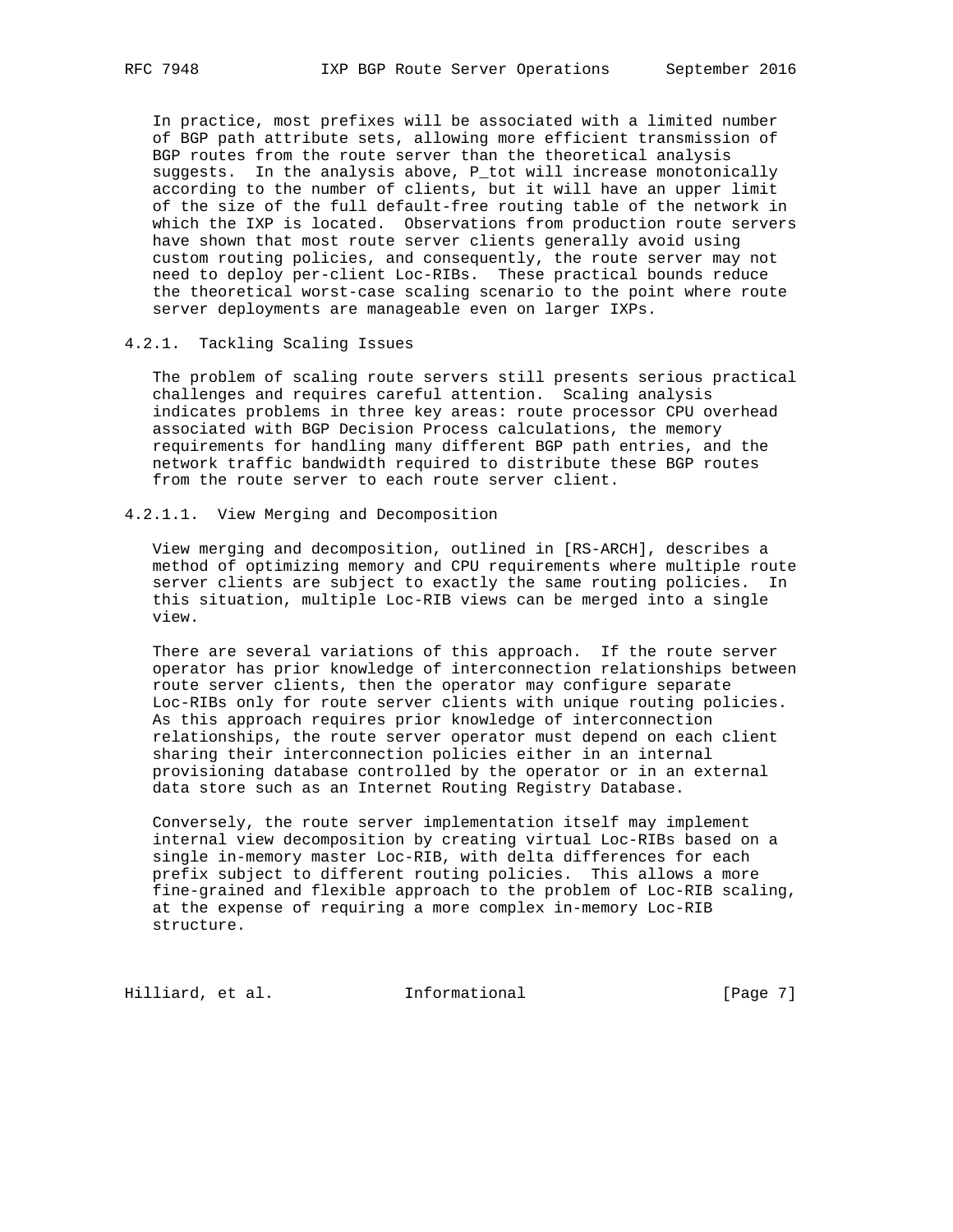In practice, most prefixes will be associated with a limited number of BGP path attribute sets, allowing more efficient transmission of BGP routes from the route server than the theoretical analysis suggests. In the analysis above, $P_{tot}$ will increase monotonically according to the number of clients, but it will have an upper limit of the size of the full default-free routing table of the network in which the IXP is located. Observations from production route servers have shown that most route server clients generally avoid using custom routing policies, and consequently, the route server may not need to deploy per-client Loc-RIBs. These practical bounds reduce the theoretical worst-case scaling scenario to the point where route server deployments are manageable even on larger IXPs.

#### 4.2.1. Tackling Scaling Issues

The problem of scaling route servers still presents serious practical challenges and requires careful attention. Scaling analysis indicates problems in three key areas: route processor CPU overhead associated with BGP Decision Process calculations, the memory requirements for handling many different BGP path entries, and the network traffic bandwidth required to distribute these BGP routes from the route server to each route server client.

##### 4.2.1.1. View Merging and Decomposition

View merging and decomposition, outlined in [RS-ARCH], describes a method of optimizing memory and CPU requirements where multiple route server clients are subject to exactly the same routing policies. In this situation, multiple Loc-RIB views can be merged into a single view.

There are several variations of this approach. If the route server operator has prior knowledge of interconnection relationships between route server clients, then the operator may configure separate Loc-RIBs only for route server clients with unique routing policies. As this approach requires prior knowledge of interconnection relationships, the route server operator must depend on each client sharing their interconnection policies either in an internal provisioning database controlled by the operator or in an external data store such as an Internet Routing Registry Database.

Conversely, the route server implementation itself may implement internal view decomposition by creating virtual Loc-RIBs based on a single in-memory master Loc-RIB, with delta differences for each prefix subject to different routing policies. This allows a more fine-grained and flexible approach to the problem of Loc-RIB scaling, at the expense of requiring a more complex in-memory Loc-RIB structure.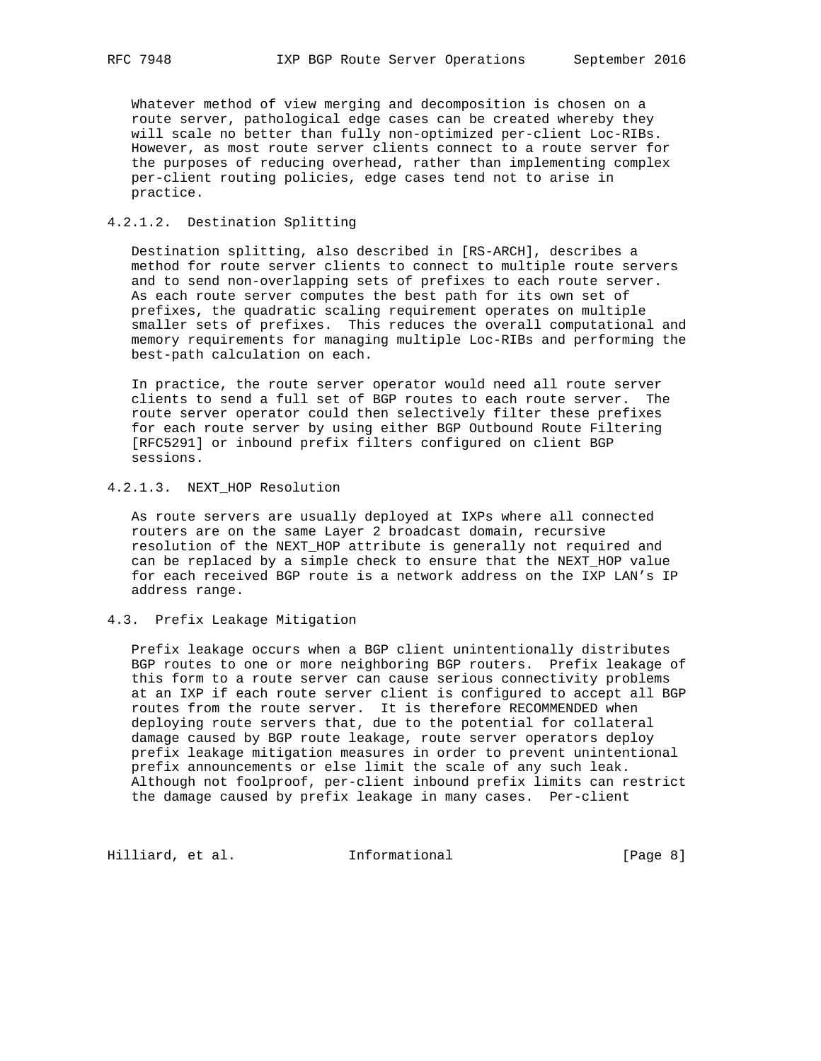Whatever method of view merging and decomposition is chosen on a route server, pathological edge cases can be created whereby they will scale no better than fully non-optimized per-client Loc-RIBs. However, as most route server clients connect to a route server for the purposes of reducing overhead, rather than implementing complex per-client routing policies, edge cases tend not to arise in practice.

#### 4.2.1.2. Destination Splitting

Destination splitting, also described in [RS-ARCH], describes a method for route server clients to connect to multiple route servers and to send non-overlapping sets of prefixes to each route server. As each route server computes the best path for its own set of prefixes, the quadratic scaling requirement operates on multiple smaller sets of prefixes. This reduces the overall computational and memory requirements for managing multiple Loc-RIBs and performing the best-path calculation on each.

In practice, the route server operator would need all route server clients to send a full set of BGP routes to each route server. The route server operator could then selectively filter these prefixes for each route server by using either BGP Outbound Route Filtering [RFC5291] or inbound prefix filters configured on client BGP sessions.

#### 4.2.1.3. NEXT_HOP Resolution

As route servers are usually deployed at IXPs where all connected routers are on the same Layer 2 broadcast domain, recursive resolution of the NEXT_HOP attribute is generally not required and can be replaced by a simple check to ensure that the NEXT_HOP value for each received BGP route is a network address on the IXP LAN's IP address range.

### 4.3. Prefix Leakage Mitigation

Prefix leakage occurs when a BGP client unintentionally distributes BGP routes to one or more neighboring BGP routers. Prefix leakage of this form to a route server can cause serious connectivity problems at an IXP if each route server client is configured to accept all BGP routes from the route server. It is therefore RECOMMENDED when deploying route servers that, due to the potential for collateral damage caused by BGP route leakage, route server operators deploy prefix leakage mitigation measures in order to prevent unintentional prefix announcements or else limit the scale of any such leak. Although not foolproof, per-client inbound prefix limits can restrict the damage caused by prefix leakage in many cases. Per-client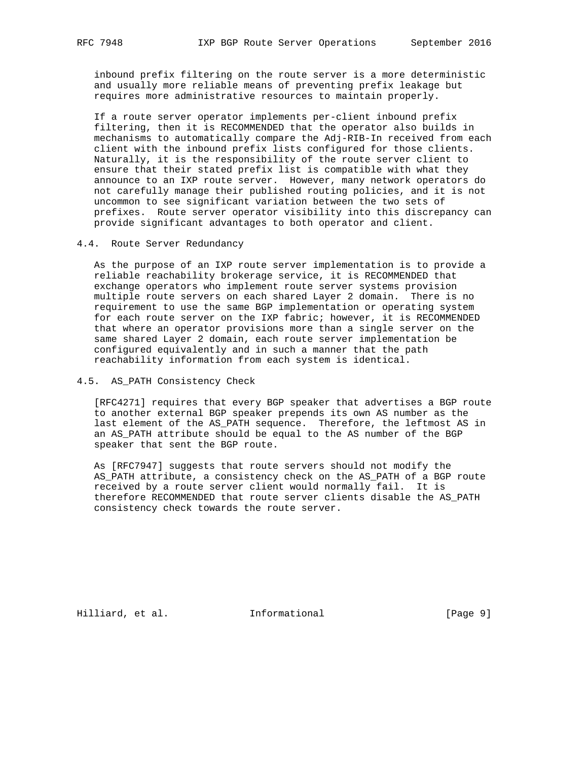inbound prefix filtering on the route server is a more deterministic and usually more reliable means of preventing prefix leakage but requires more administrative resources to maintain properly.

If a route server operator implements per-client inbound prefix filtering, then it is RECOMMENDED that the operator also builds in mechanisms to automatically compare the Adj-RIB-In received from each client with the inbound prefix lists configured for those clients. Naturally, it is the responsibility of the route server client to ensure that their stated prefix list is compatible with what they announce to an IXP route server. However, many network operators do not carefully manage their published routing policies, and it is not uncommon to see significant variation between the two sets of prefixes. Route server operator visibility into this discrepancy can provide significant advantages to both operator and client.

### 4.4. Route Server Redundancy

As the purpose of an IXP route server implementation is to provide a reliable reachability brokerage service, it is RECOMMENDED that exchange operators who implement route server systems provision multiple route servers on each shared Layer 2 domain. There is no requirement to use the same BGP implementation or operating system for each route server on the IXP fabric; however, it is RECOMMENDED that where an operator provisions more than a single server on the same shared Layer 2 domain, each route server implementation be configured equivalently and in such a manner that the path reachability information from each system is identical.

### 4.5. AS_PATH Consistency Check

[RFC4271] requires that every BGP speaker that advertises a BGP route to another external BGP speaker prepends its own AS number as the last element of the AS_PATH sequence. Therefore, the leftmost AS in an AS_PATH attribute should be equal to the AS number of the BGP speaker that sent the BGP route.

As [RFC7947] suggests that route servers should not modify the AS_PATH attribute, a consistency check on the AS_PATH of a BGP route received by a route server client would normally fail. It is therefore RECOMMENDED that route server clients disable the AS_PATH consistency check towards the route server.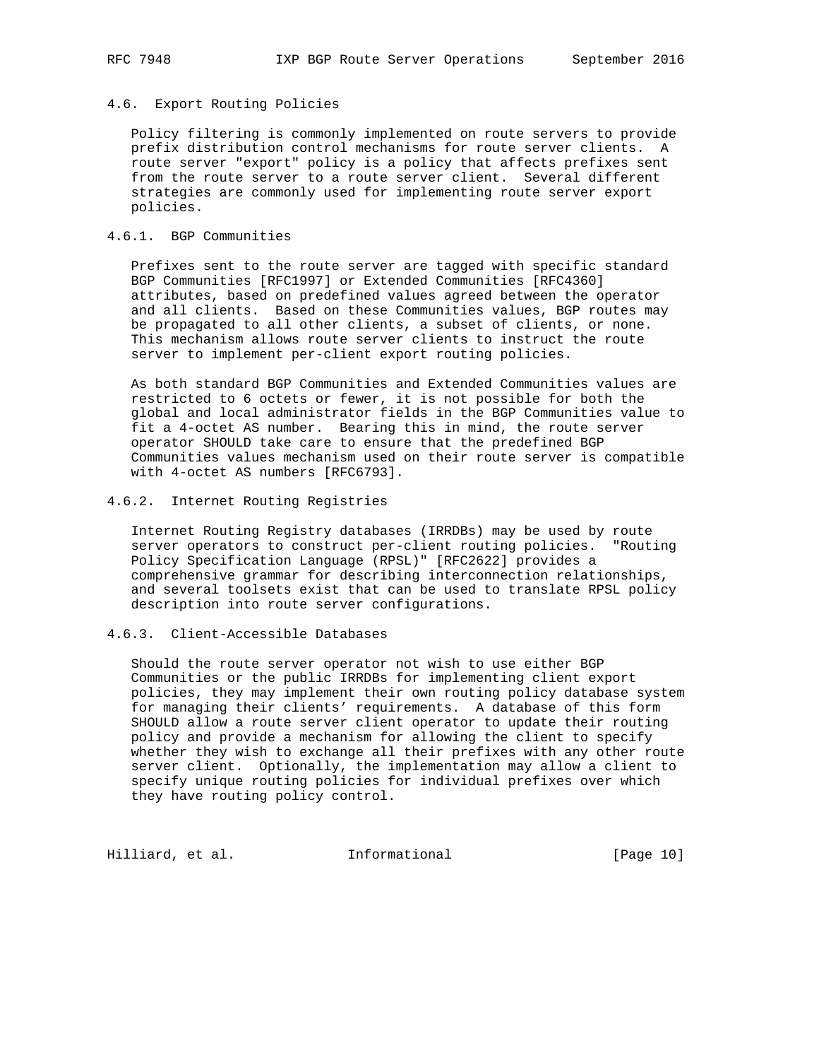### 4.6. Export Routing Policies

Policy filtering is commonly implemented on route servers to provide prefix distribution control mechanisms for route server clients. A route server "export" policy is a policy that affects prefixes sent from the route server to a route server client. Several different strategies are commonly used for implementing route server export policies.

#### 4.6.1. BGP Communities

Prefixes sent to the route server are tagged with specific standard BGP Communities [RFC1997] or Extended Communities [RFC4360] attributes, based on predefined values agreed between the operator and all clients. Based on these Communities values, BGP routes may be propagated to all other clients, a subset of clients, or none. This mechanism allows route server clients to instruct the route server to implement per-client export routing policies.

As both standard BGP Communities and Extended Communities values are restricted to 6 octets or fewer, it is not possible for both the global and local administrator fields in the BGP Communities value to fit a 4-octet AS number. Bearing this in mind, the route server operator SHOULD take care to ensure that the predefined BGP Communities values mechanism used on their route server is compatible with 4-octet AS numbers [RFC6793].

#### 4.6.2. Internet Routing Registries

Internet Routing Registry databases (IRRDBs) may be used by route server operators to construct per-client routing policies. "Routing Policy Specification Language (RPSL)" [RFC2622] provides a comprehensive grammar for describing interconnection relationships, and several toolsets exist that can be used to translate RPSL policy description into route server configurations.

#### 4.6.3. Client-Accessible Databases

Should the route server operator not wish to use either BGP Communities or the public IRRDBs for implementing client export policies, they may implement their own routing policy database system for managing their clients' requirements. A database of this form SHOULD allow a route server client operator to update their routing policy and provide a mechanism for allowing the client to specify whether they wish to exchange all their prefixes with any other route server client. Optionally, the implementation may allow a client to specify unique routing policies for individual prefixes over which they have routing policy control.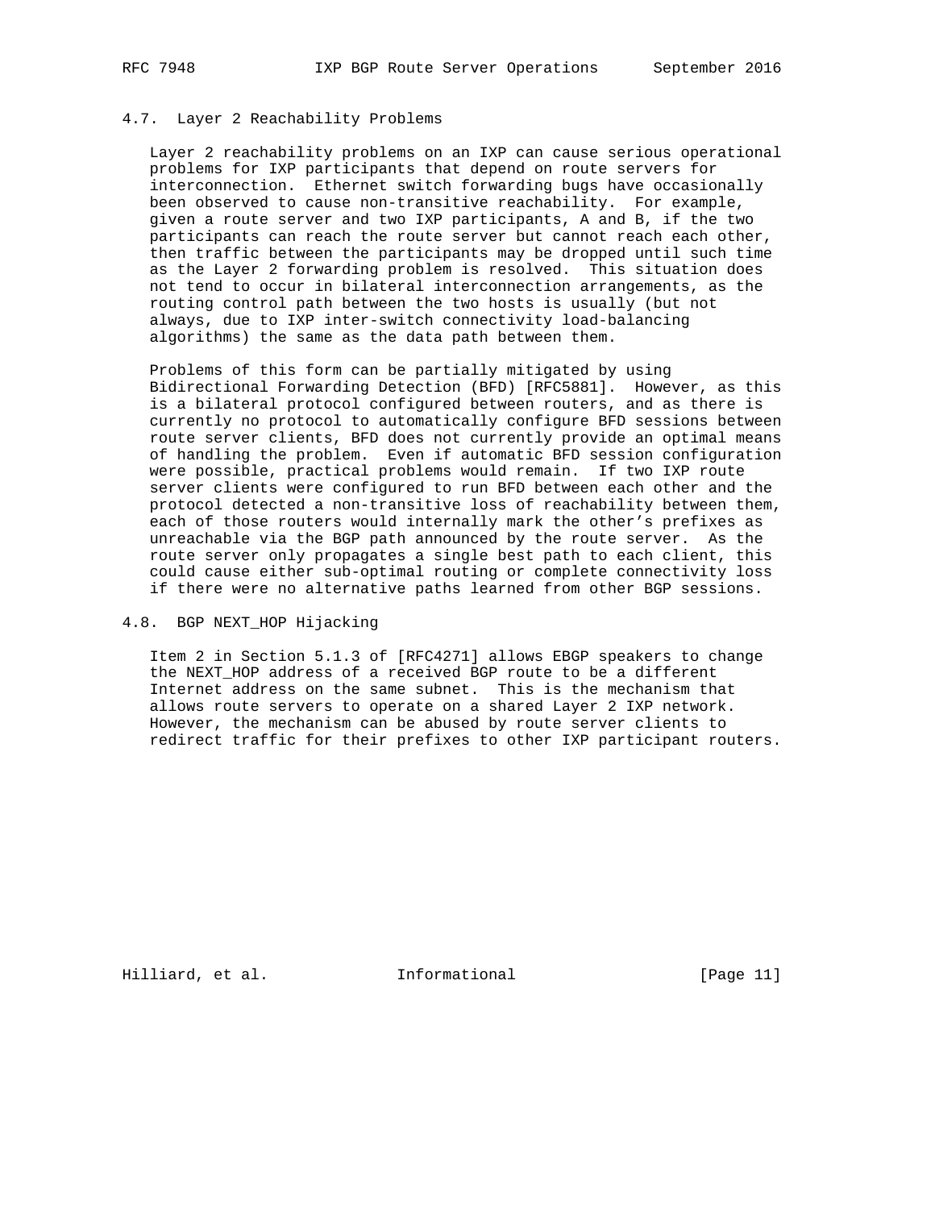### 4.7. Layer 2 Reachability Problems

Layer 2 reachability problems on an IXP can cause serious operational problems for IXP participants that depend on route servers for interconnection. Ethernet switch forwarding bugs have occasionally been observed to cause non-transitive reachability. For example, given a route server and two IXP participants, A and B, if the two participants can reach the route server but cannot reach each other, then traffic between the participants may be dropped until such time as the Layer 2 forwarding problem is resolved. This situation does not tend to occur in bilateral interconnection arrangements, as the routing control path between the two hosts is usually (but not always, due to IXP inter-switch connectivity load-balancing algorithms) the same as the data path between them.

Problems of this form can be partially mitigated by using Bidirectional Forwarding Detection (BFD) [RFC5881]. However, as this is a bilateral protocol configured between routers, and as there is currently no protocol to automatically configure BFD sessions between route server clients, BFD does not currently provide an optimal means of handling the problem. Even if automatic BFD session configuration were possible, practical problems would remain. If two IXP route server clients were configured to run BFD between each other and the protocol detected a non-transitive loss of reachability between them, each of those routers would internally mark the other's prefixes as unreachable via the BGP path announced by the route server. As the route server only propagates a single best path to each client, this could cause either sub-optimal routing or complete connectivity loss if there were no alternative paths learned from other BGP sessions.

### 4.8. BGP NEXT_HOP Hijacking

Item 2 in Section 5.1.3 of [RFC4271] allows EBGP speakers to change the NEXT_HOP address of a received BGP route to be a different Internet address on the same subnet. This is the mechanism that allows route servers to operate on a shared Layer 2 IXP network. However, the mechanism can be abused by route server clients to redirect traffic for their prefixes to other IXP participant routers.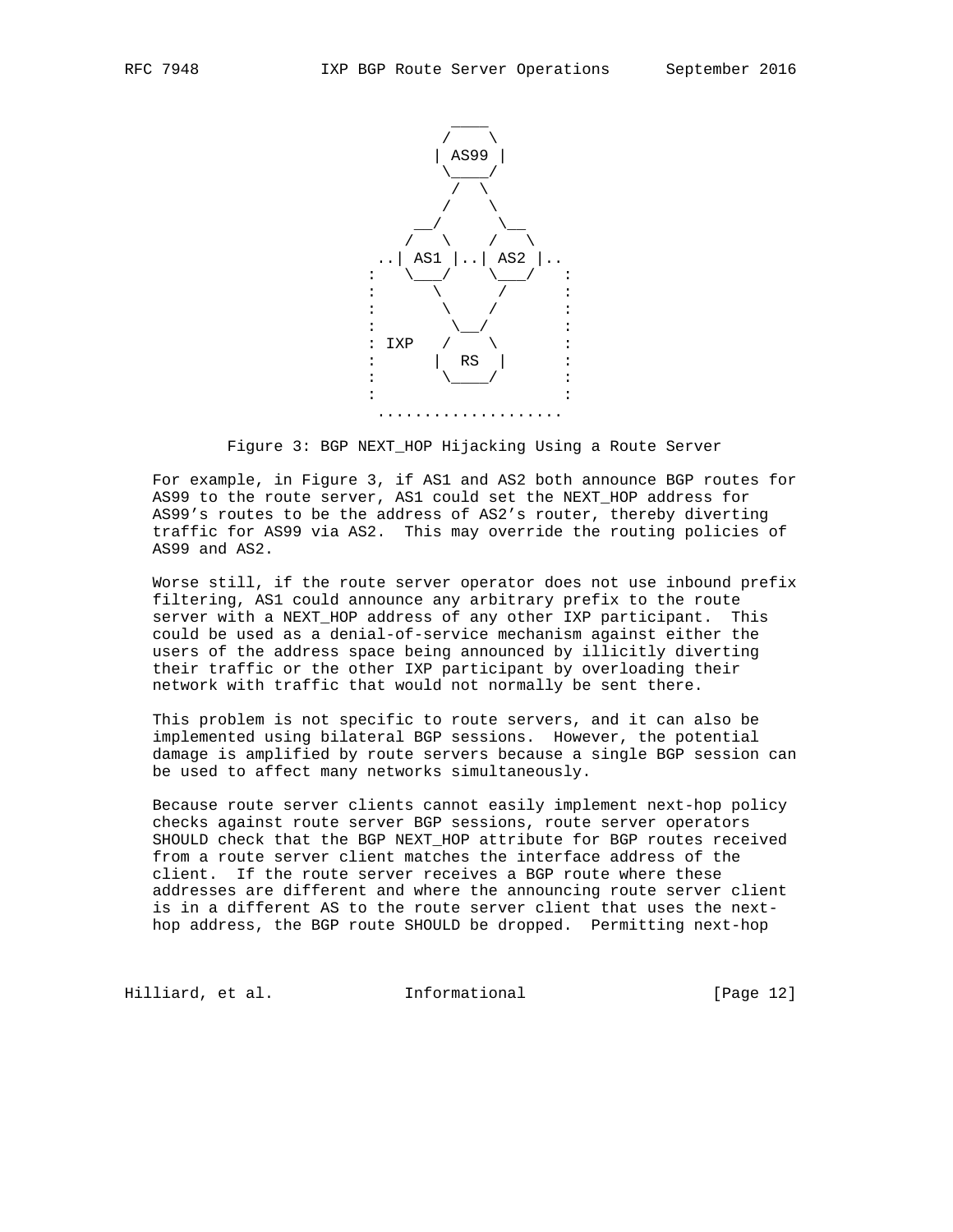```
                         ____
                        /    \
                       | AS99 |
                        \____/
                         /  \
                        /    \
                     __/      \__
                    /   \    /   \
                 ..| AS1 |..| AS2 |..
                :   \___/    \___/   :
                :       \    /       :
                :        \  /        :
                :        \__/        :
                : IXP   /    \       :
                :      |  RS  |      :
                :       \____/       :
                :                    :
                 ....................
```

Figure 3: BGP NEXT_HOP Hijacking Using a Route Server

For example, in Figure 3, if AS1 and AS2 both announce BGP routes for AS99 to the route server, AS1 could set the NEXT_HOP address for AS99's routes to be the address of AS2's router, thereby diverting traffic for AS99 via AS2. This may override the routing policies of AS99 and AS2.

Worse still, if the route server operator does not use inbound prefix filtering, AS1 could announce any arbitrary prefix to the route server with a NEXT_HOP address of any other IXP participant. This could be used as a denial-of-service mechanism against either the users of the address space being announced by illicitly diverting their traffic or the other IXP participant by overloading their network with traffic that would not normally be sent there.

This problem is not specific to route servers, and it can also be implemented using bilateral BGP sessions. However, the potential damage is amplified by route servers because a single BGP session can be used to affect many networks simultaneously.

Because route server clients cannot easily implement next-hop policy checks against route server BGP sessions, route server operators SHOULD check that the BGP NEXT_HOP attribute for BGP routes received from a route server client matches the interface address of the client. If the route server receives a BGP route where these addresses are different and where the announcing route server client is in a different AS to the route server client that uses the next-hop address, the BGP route SHOULD be dropped. Permitting next-hop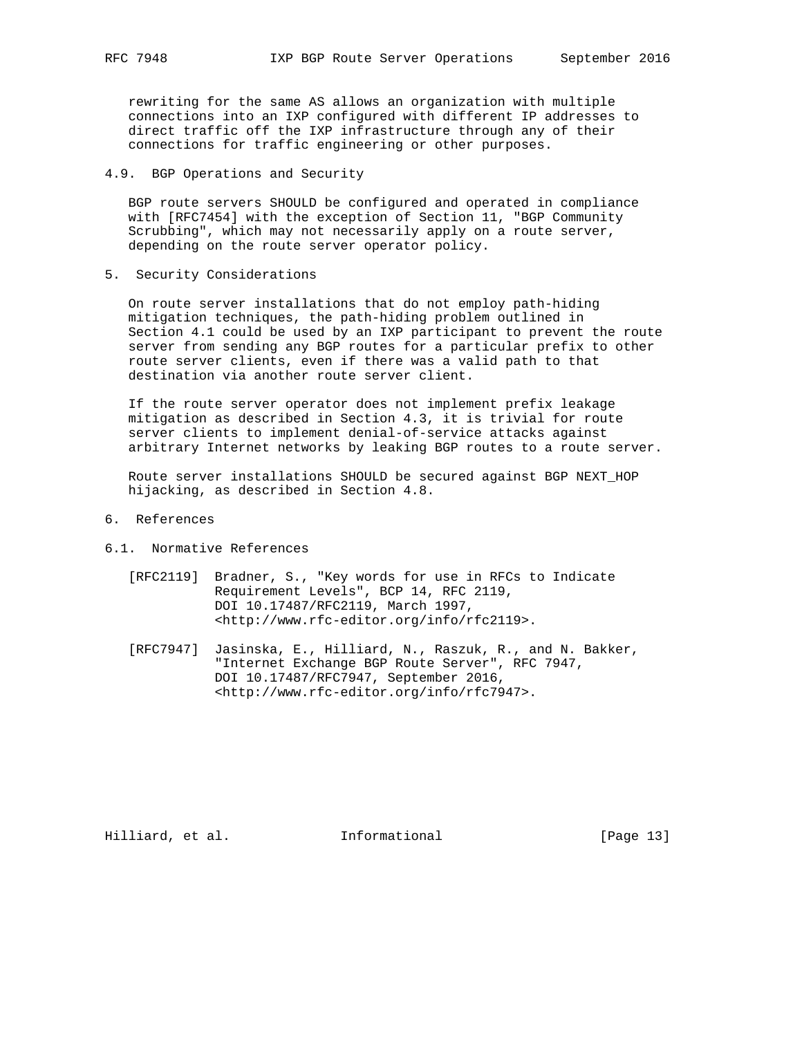rewriting for the same AS allows an organization with multiple connections into an IXP configured with different IP addresses to direct traffic off the IXP infrastructure through any of their connections for traffic engineering or other purposes.

### 4.9. BGP Operations and Security

BGP route servers SHOULD be configured and operated in compliance with [RFC7454] with the exception of Section 11, "BGP Community Scrubbing", which may not necessarily apply on a route server, depending on the route server operator policy.

## 5. Security Considerations

On route server installations that do not employ path-hiding mitigation techniques, the path-hiding problem outlined in Section 4.1 could be used by an IXP participant to prevent the route server from sending any BGP routes for a particular prefix to other route server clients, even if there was a valid path to that destination via another route server client.

If the route server operator does not implement prefix leakage mitigation as described in Section 4.3, it is trivial for route server clients to implement denial-of-service attacks against arbitrary Internet networks by leaking BGP routes to a route server.

Route server installations SHOULD be secured against BGP NEXT_HOP hijacking, as described in Section 4.8.

## 6. References

### 6.1. Normative References

[RFC2119] Bradner, S., "Key words for use in RFCs to Indicate Requirement Levels", BCP 14, RFC 2119, DOI 10.17487/RFC2119, March 1997, <http://www.rfc-editor.org/info/rfc2119>.

[RFC7947] Jasinska, E., Hilliard, N., Raszuk, R., and N. Bakker, "Internet Exchange BGP Route Server", RFC 7947, DOI 10.17487/RFC7947, September 2016, <http://www.rfc-editor.org/info/rfc7947>.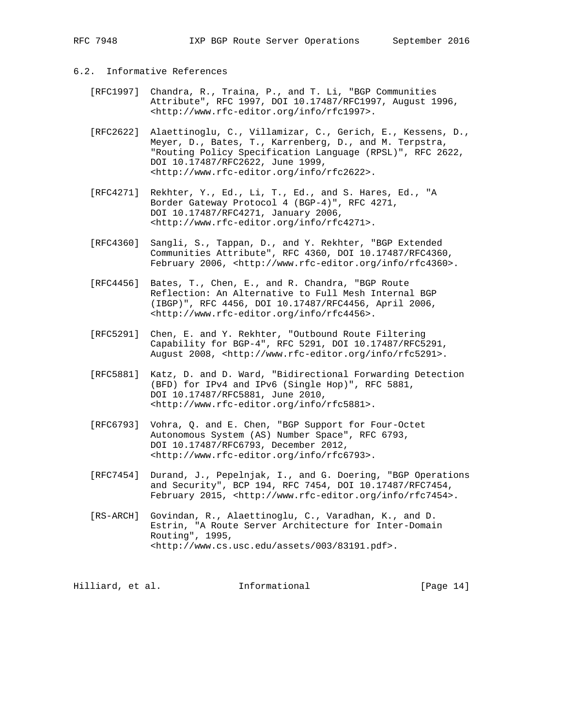### 6.2. Informative References

[RFC1997] Chandra, R., Traina, P., and T. Li, "BGP Communities Attribute", RFC 1997, DOI 10.17487/RFC1997, August 1996, <http://www.rfc-editor.org/info/rfc1997>.

[RFC2622] Alaettinoglu, C., Villamizar, C., Gerich, E., Kessens, D., Meyer, D., Bates, T., Karrenberg, D., and M. Terpstra, "Routing Policy Specification Language (RPSL)", RFC 2622, DOI 10.17487/RFC2622, June 1999, <http://www.rfc-editor.org/info/rfc2622>.

[RFC4271] Rekhter, Y., Ed., Li, T., Ed., and S. Hares, Ed., "A Border Gateway Protocol 4 (BGP-4)", RFC 4271, DOI 10.17487/RFC4271, January 2006, <http://www.rfc-editor.org/info/rfc4271>.

[RFC4360] Sangli, S., Tappan, D., and Y. Rekhter, "BGP Extended Communities Attribute", RFC 4360, DOI 10.17487/RFC4360, February 2006, <http://www.rfc-editor.org/info/rfc4360>.

[RFC4456] Bates, T., Chen, E., and R. Chandra, "BGP Route Reflection: An Alternative to Full Mesh Internal BGP (IBGP)", RFC 4456, DOI 10.17487/RFC4456, April 2006, <http://www.rfc-editor.org/info/rfc4456>.

[RFC5291] Chen, E. and Y. Rekhter, "Outbound Route Filtering Capability for BGP-4", RFC 5291, DOI 10.17487/RFC5291, August 2008, <http://www.rfc-editor.org/info/rfc5291>.

[RFC5881] Katz, D. and D. Ward, "Bidirectional Forwarding Detection (BFD) for IPv4 and IPv6 (Single Hop)", RFC 5881, DOI 10.17487/RFC5881, June 2010, <http://www.rfc-editor.org/info/rfc5881>.

[RFC6793] Vohra, Q. and E. Chen, "BGP Support for Four-Octet Autonomous System (AS) Number Space", RFC 6793, DOI 10.17487/RFC6793, December 2012, <http://www.rfc-editor.org/info/rfc6793>.

[RFC7454] Durand, J., Pepelnjak, I., and G. Doering, "BGP Operations and Security", BCP 194, RFC 7454, DOI 10.17487/RFC7454, February 2015, <http://www.rfc-editor.org/info/rfc7454>.

[RS-ARCH] Govindan, R., Alaettinoglu, C., Varadhan, K., and D. Estrin, "A Route Server Architecture for Inter-Domain Routing", 1995, <http://www.cs.usc.edu/assets/003/83191.pdf>.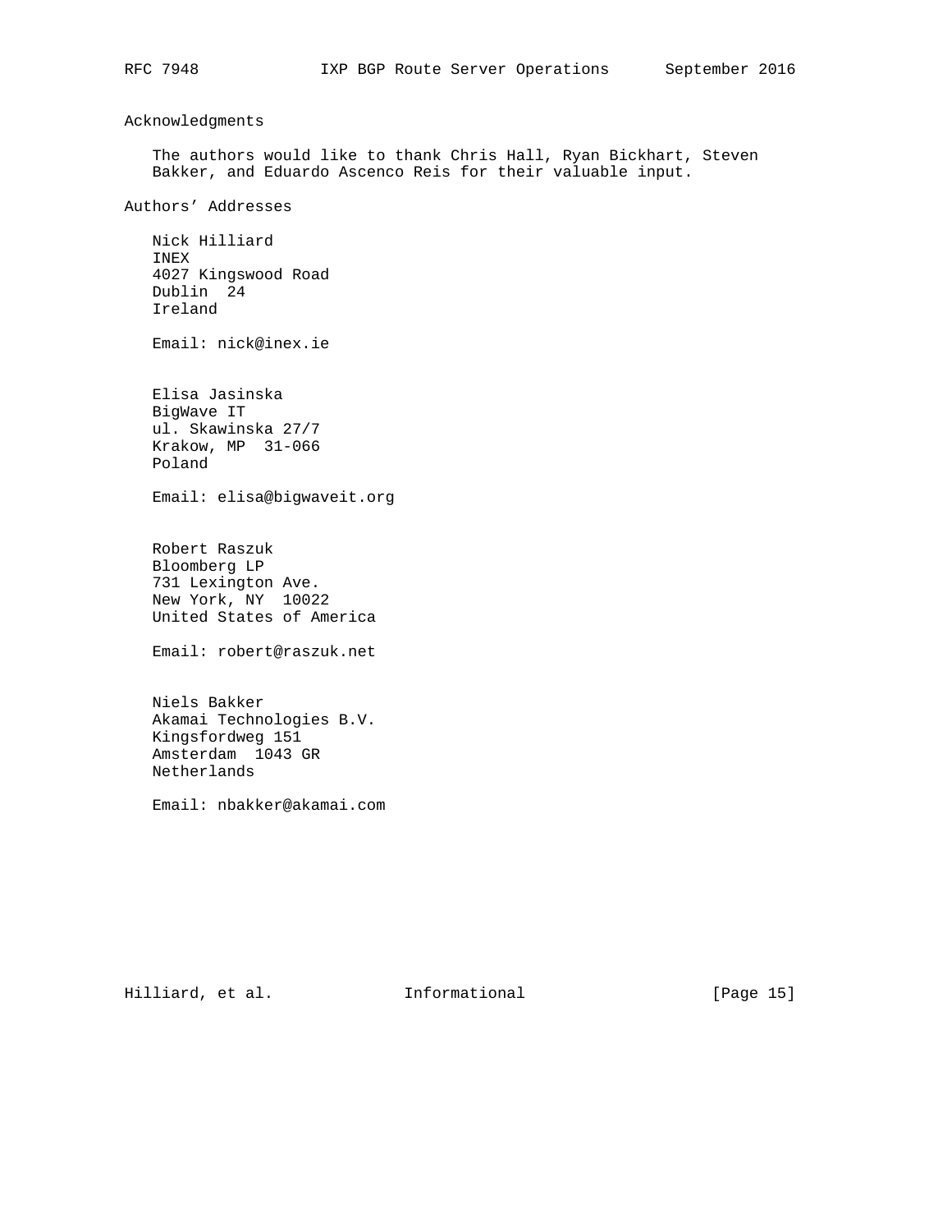## Acknowledgments

The authors would like to thank Chris Hall, Ryan Bickhart, Steven Bakker, and Eduardo Ascenco Reis for their valuable input.

## Authors' Addresses

Nick Hilliard
INEX
4027 Kingswood Road
Dublin 24
Ireland

Email: nick@inex.ie

Elisa Jasinska
BigWave IT
ul. Skawinska 27/7
Krakow, MP 31-066
Poland

Email: elisa@bigwaveit.org

Robert Raszuk
Bloomberg LP
731 Lexington Ave.
New York, NY 10022
United States of America

Email: robert@raszuk.net

Niels Bakker
Akamai Technologies B.V.
Kingsfordweg 151
Amsterdam 1043 GR
Netherlands

Email: nbakker@akamai.com